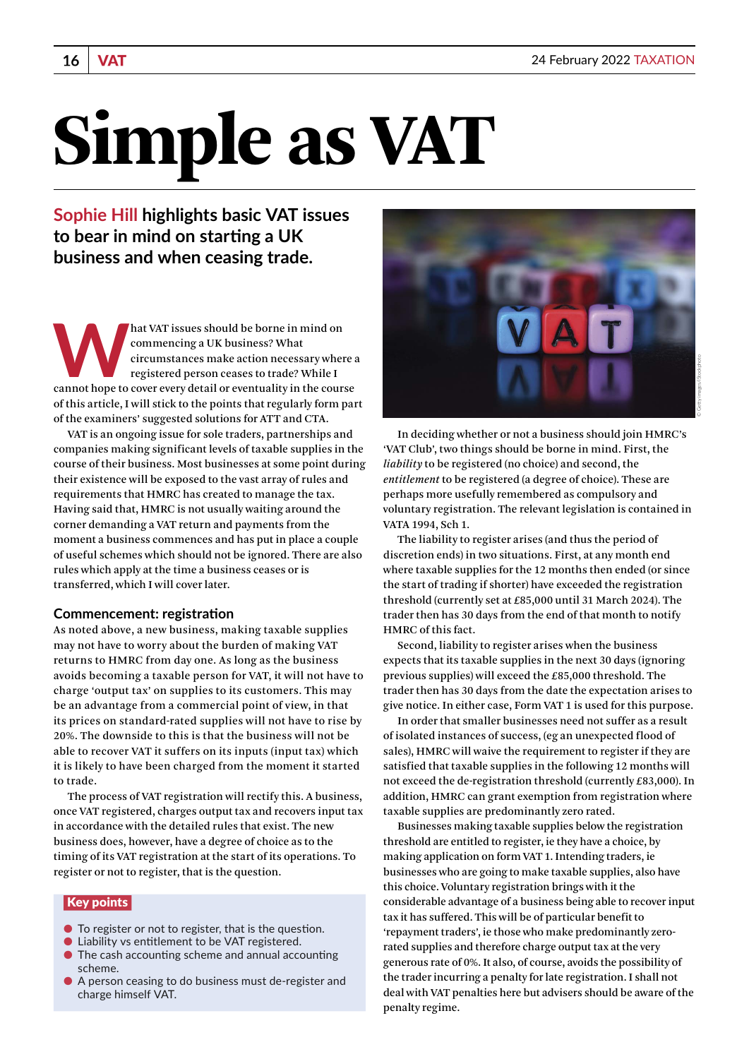# Simple as VAT

**Sophie Hill highlights basic VAT issues to bear in mind on starting a UK business and when ceasing trade.**

What VAT issues should be borne in mind on commencing a UK business? What circumstances make action necessary where a registered person ceases to trade? While I cannot hope to cover every detail or eventuality in the course of this article, I will stick to the points that regularly form part of the examiners' suggested solutions for ATT and CTA.

VAT is an ongoing issue for sole traders, partnerships and companies making significant levels of taxable supplies in the course of their business. Most businesses at some point during their existence will be exposed to the vast array of rules and requirements that HMRC has created to manage the tax. Having said that, HMRC is not usually waiting around the corner demanding a VAT return and payments from the moment a business commences and has put in place a couple of useful schemes which should not be ignored. There are also rules which apply at the time a business ceases or is transferred, which I will cover later.

## Commencement: registration

As noted above, a new business, making taxable supplies may not have to worry about the burden of making VAT returns to HMRC from day one. As long as the business avoids becoming a taxable person for VAT, it will not have to charge 'output tax' on supplies to its customers. This may be an advantage from a commercial point of view, in that its prices on standard-rated supplies will not have to rise by 20%. The downside to this is that the business will not be able to recover VAT it suffers on its inputs (input tax) which it is likely to have been charged from the moment it started to trade.

The process of VAT registration will rectify this. A business, once VAT registered, charges output tax and recovers input tax in accordance with the detailed rules that exist. The new business does, however, have a degree of choice as to the timing of its VAT registration at the start of its operations. To register or not to register, that is the question.

> **Key points**
>
> - To register or not to register, that is the question.
> - Liability vs entitlement to be VAT registered.
> - The cash accounting scheme and annual accounting scheme.
> - A person ceasing to do business must de-register and charge himself VAT.

In deciding whether or not a business should join HMRC's 'VAT Club', two things should be borne in mind. First, the *liability* to be registered (no choice) and second, the *entitlement* to be registered (a degree of choice). These are perhaps more usefully remembered as compulsory and voluntary registration. The relevant legislation is contained in VATA 1994, Sch 1.

The liability to register arises (and thus the period of discretion ends) in two situations. First, at any month end where taxable supplies for the 12 months then ended (or since the start of trading if shorter) have exceeded the registration threshold (currently set at £85,000 until 31 March 2024). The trader then has 30 days from the end of that month to notify HMRC of this fact.

Second, liability to register arises when the business expects that its taxable supplies in the next 30 days (ignoring previous supplies) will exceed the £85,000 threshold. The trader then has 30 days from the date the expectation arises to give notice. In either case, Form VAT 1 is used for this purpose.

In order that smaller businesses need not suffer as a result of isolated instances of success, (eg an unexpected flood of sales), HMRC will waive the requirement to register if they are satisfied that taxable supplies in the following 12 months will not exceed the de-registration threshold (currently £83,000). In addition, HMRC can grant exemption from registration where taxable supplies are predominantly zero rated.

Businesses making taxable supplies below the registration threshold are entitled to register, ie they have a choice, by making application on form VAT 1. Intending traders, ie businesses who are going to make taxable supplies, also have this choice. Voluntary registration brings with it the considerable advantage of a business being able to recover input tax it has suffered. This will be of particular benefit to 'repayment traders', ie those who make predominantly zero-rated supplies and therefore charge output tax at the very generous rate of 0%. It also, of course, avoids the possibility of the trader incurring a penalty for late registration. I shall not deal with VAT penalties here but advisers should be aware of the penalty regime.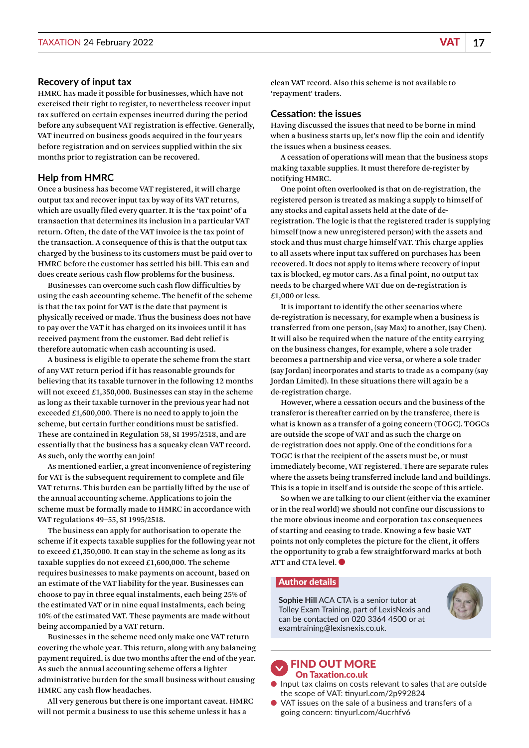## Recovery of input tax

HMRC has made it possible for businesses, which have not exercised their right to register, to nevertheless recover input tax suffered on certain expenses incurred during the period before any subsequent VAT registration is effective. Generally, VAT incurred on business goods acquired in the four years before registration and on services supplied within the six months prior to registration can be recovered.

## Help from HMRC

Once a business has become VAT registered, it will charge output tax and recover input tax by way of its VAT returns, which are usually filed every quarter. It is the 'tax point' of a transaction that determines its inclusion in a particular VAT return. Often, the date of the VAT invoice is the tax point of the transaction. A consequence of this is that the output tax charged by the business to its customers must be paid over to HMRC before the customer has settled his bill. This can and does create serious cash flow problems for the business.

Businesses can overcome such cash flow difficulties by using the cash accounting scheme. The benefit of the scheme is that the tax point for VAT is the date that payment is physically received or made. Thus the business does not have to pay over the VAT it has charged on its invoices until it has received payment from the customer. Bad debt relief is therefore automatic when cash accounting is used.

A business is eligible to operate the scheme from the start of any VAT return period if it has reasonable grounds for believing that its taxable turnover in the following 12 months will not exceed £1,350,000. Businesses can stay in the scheme as long as their taxable turnover in the previous year had not exceeded £1,600,000. There is no need to apply to join the scheme, but certain further conditions must be satisfied. These are contained in Regulation 58, SI 1995/2518, and are essentially that the business has a squeaky clean VAT record. As such, only the worthy can join!

As mentioned earlier, a great inconvenience of registering for VAT is the subsequent requirement to complete and file VAT returns. This burden can be partially lifted by the use of the annual accounting scheme. Applications to join the scheme must be formally made to HMRC in accordance with VAT regulations 49–55, SI 1995/2518.

The business can apply for authorisation to operate the scheme if it expects taxable supplies for the following year not to exceed £1,350,000. It can stay in the scheme as long as its taxable supplies do not exceed £1,600,000. The scheme requires businesses to make payments on account, based on an estimate of the VAT liability for the year. Businesses can choose to pay in three equal instalments, each being 25% of the estimated VAT or in nine equal instalments, each being 10% of the estimated VAT. These payments are made without being accompanied by a VAT return.

Businesses in the scheme need only make one VAT return covering the whole year. This return, along with any balancing payment required, is due two months after the end of the year. As such the annual accounting scheme offers a lighter administrative burden for the small business without causing HMRC any cash flow headaches.

All very generous but there is one important caveat. HMRC will not permit a business to use this scheme unless it has a clean VAT record. Also this scheme is not available to 'repayment' traders.

## Cessation: the issues

Having discussed the issues that need to be borne in mind when a business starts up, let's now flip the coin and identify the issues when a business ceases.

A cessation of operations will mean that the business stops making taxable supplies. It must therefore de-register by notifying HMRC.

One point often overlooked is that on de-registration, the registered person is treated as making a supply to himself of any stocks and capital assets held at the date of de-registration. The logic is that the registered trader is supplying himself (now a new unregistered person) with the assets and stock and thus must charge himself VAT. This charge applies to all assets where input tax suffered on purchases has been recovered. It does not apply to items where recovery of input tax is blocked, eg motor cars. As a final point, no output tax needs to be charged where VAT due on de-registration is £1,000 or less.

It is important to identify the other scenarios where de-registration is necessary, for example when a business is transferred from one person, (say Max) to another, (say Chen). It will also be required when the nature of the entity carrying on the business changes, for example, where a sole trader becomes a partnership and vice versa, or where a sole trader (say Jordan) incorporates and starts to trade as a company (say Jordan Limited). In these situations there will again be a de-registration charge.

However, where a cessation occurs and the business of the transferor is thereafter carried on by the transferee, there is what is known as a transfer of a going concern (TOGC). TOGCs are outside the scope of VAT and as such the charge on de-registration does not apply. One of the conditions for a TOGC is that the recipient of the assets must be, or must immediately become, VAT registered. There are separate rules where the assets being transferred include land and buildings. This is a topic in itself and is outside the scope of this article.

So when we are talking to our client (either via the examiner or in the real world) we should not confine our discussions to the more obvious income and corporation tax consequences of starting and ceasing to trade. Knowing a few basic VAT points not only completes the picture for the client, it offers the opportunity to grab a few straightforward marks at both ATT and CTA level.

**Author details**

**Sophie Hill** ACA CTA is a senior tutor at Tolley Exam Training, part of LexisNexis and can be contacted on 020 3364 4500 or at examtraining@lexisnexis.co.uk.

**FIND OUT MORE**
**On Taxation.co.uk**

- Input tax claims on costs relevant to sales that are outside the scope of VAT: tinyurl.com/2p992824
- VAT issues on the sale of a business and transfers of a going concern: tinyurl.com/4ucrhfv6